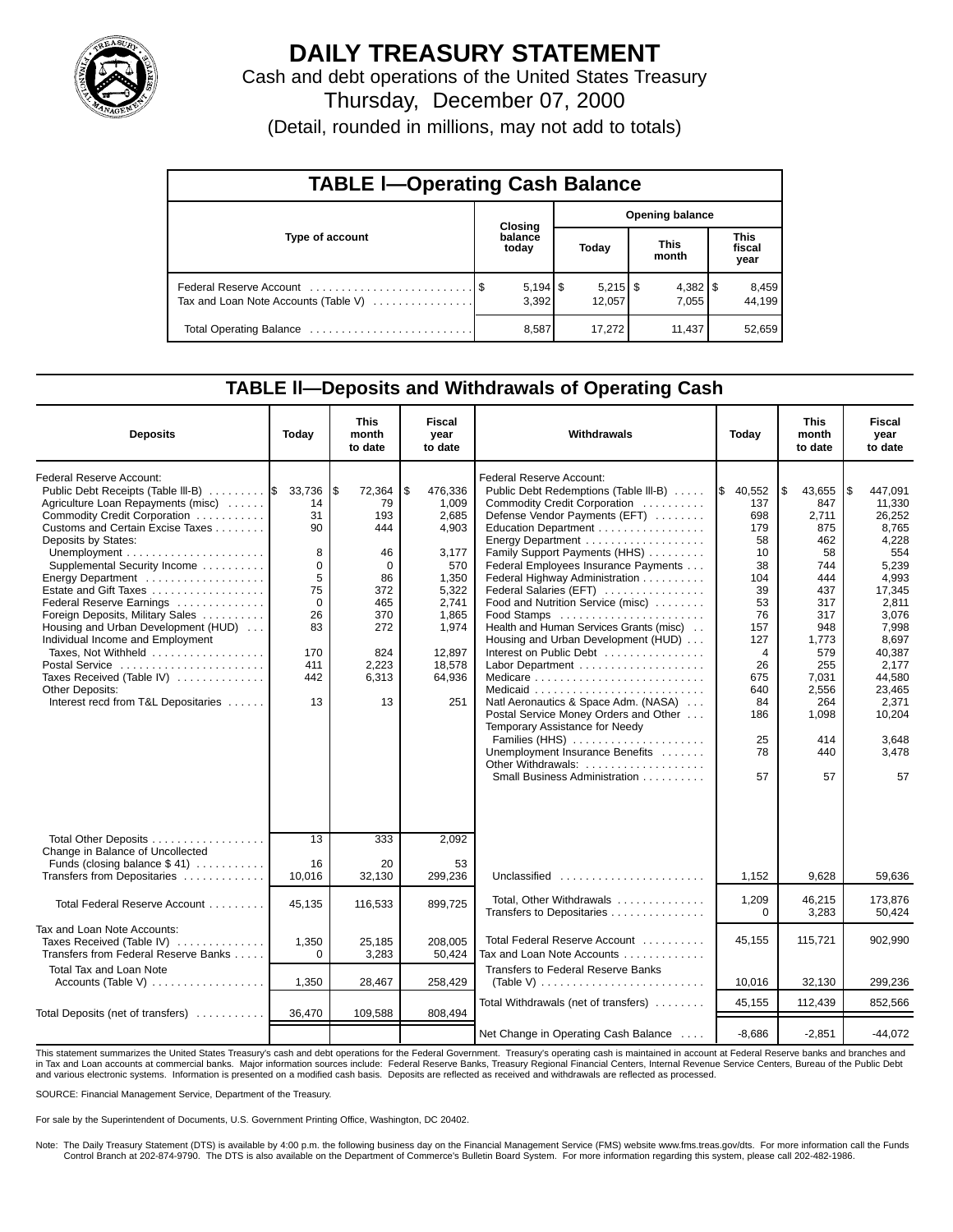# DAILY TREASURY STATEMENT

Cash and debt operations of the United States Treasury

Thursday, December 07, 2000

(Detail, rounded in millions, may not add to totals)

## TABLE I—Operating Cash Balance

| Type of account | Closing balance today | Opening balance Today | Opening balance This month | Opening balance This fiscal year |
|---|---|---|---|---|
| Federal Reserve Account | $ 5,194 | $ 5,215 | $ 4,382 | $ 8,459 |
| Tax and Loan Note Accounts (Table V) | 3,392 | 12,057 | 7,055 | 44,199 |
| Total Operating Balance | 8,587 | 17,272 | 11,437 | 52,659 |

## TABLE II—Deposits and Withdrawals of Operating Cash

| Deposits | Today | This month to date | Fiscal year to date |
|---|---|---|---|
| Federal Reserve Account: | | | |
| Public Debt Receipts (Table III-B) | $ 33,736 | $ 72,364 | $ 476,336 |
| Agriculture Loan Repayments (misc) | 14 | 79 | 1,009 |
| Commodity Credit Corporation | 31 | 193 | 2,685 |
| Customs and Certain Excise Taxes | 90 | 444 | 4,903 |
| Deposits by States: | | | |
| Unemployment | 8 | 46 | 3,177 |
| Supplemental Security Income | 0 | 0 | 570 |
| Energy Department | 5 | 86 | 1,350 |
| Estate and Gift Taxes | 75 | 372 | 5,322 |
| Federal Reserve Earnings | 0 | 465 | 2,741 |
| Foreign Deposits, Military Sales | 26 | 370 | 1,865 |
| Housing and Urban Development (HUD) | 83 | 272 | 1,974 |
| Individual Income and Employment Taxes, Not Withheld | 170 | 824 | 12,897 |
| Postal Service | 411 | 2,223 | 18,578 |
| Taxes Received (Table IV) | 442 | 6,313 | 64,936 |
| Other Deposits: | | | |
| Interest recd from T&L Depositaries | 13 | 13 | 251 |
| Total Other Deposits | 13 | 333 | 2,092 |
| Change in Balance of Uncollected Funds (closing balance $ 41) | 16 | 20 | 53 |
| Transfers from Depositaries | 10,016 | 32,130 | 299,236 |
| Total Federal Reserve Account | 45,135 | 116,533 | 899,725 |
| Tax and Loan Note Accounts: | | | |
| Taxes Received (Table IV) | 1,350 | 25,185 | 208,005 |
| Transfers from Federal Reserve Banks | 0 | 3,283 | 50,424 |
| Total Tax and Loan Note Accounts (Table V) | 1,350 | 28,467 | 258,429 |
| Total Deposits (net of transfers) | 36,470 | 109,588 | 808,494 |

| Withdrawals | Today | This month to date | Fiscal year to date |
|---|---|---|---|
| Federal Reserve Account: | | | |
| Public Debt Redemptions (Table III-B) | $ 40,552 | $ 43,655 | $ 447,091 |
| Commodity Credit Corporation | 137 | 847 | 11,330 |
| Defense Vendor Payments (EFT) | 698 | 2,711 | 26,252 |
| Education Department | 179 | 875 | 8,765 |
| Energy Department | 58 | 462 | 4,228 |
| Family Support Payments (HHS) | 10 | 58 | 554 |
| Federal Employees Insurance Payments | 38 | 744 | 5,239 |
| Federal Highway Administration | 104 | 444 | 4,993 |
| Federal Salaries (EFT) | 39 | 437 | 17,345 |
| Food and Nutrition Service (misc) | 53 | 317 | 2,811 |
| Food Stamps | 76 | 317 | 3,076 |
| Health and Human Services Grants (misc) | 157 | 948 | 7,998 |
| Housing and Urban Development (HUD) | 127 | 1,773 | 8,697 |
| Interest on Public Debt | 4 | 579 | 40,387 |
| Labor Department | 26 | 255 | 2,177 |
| Medicare | 675 | 7,031 | 44,580 |
| Medicaid | 640 | 2,556 | 23,465 |
| Natl Aeronautics & Space Adm. (NASA) | 84 | 264 | 2,371 |
| Postal Service Money Orders and Other | 186 | 1,098 | 10,204 |
| Temporary Assistance for Needy Families (HHS) | 25 | 414 | 3,648 |
| Unemployment Insurance Benefits | 78 | 440 | 3,478 |
| Other Withdrawals: | | | |
| Small Business Administration | 57 | 57 | 57 |
| Unclassified | 1,152 | 9,628 | 59,636 |
| Total, Other Withdrawals | 1,209 | 46,215 | 173,876 |
| Transfers to Depositaries | 0 | 3,283 | 50,424 |
| Total Federal Reserve Account | 45,155 | 115,721 | 902,990 |
| Tax and Loan Note Accounts | | | |
| Transfers to Federal Reserve Banks (Table V) | 10,016 | 32,130 | 299,236 |
| Total Withdrawals (net of transfers) | 45,155 | 112,439 | 852,566 |
| Net Change in Operating Cash Balance | -8,686 | -2,851 | -44,072 |

This statement summarizes the United States Treasury's cash and debt operations for the Federal Government. Treasury's operating cash is maintained in account at Federal Reserve banks and branches and in Tax and Loan accounts at commercial banks. Major information sources include: Federal Reserve Banks, Treasury Regional Financial Centers, Internal Revenue Service Centers, Bureau of the Public Debt and various electronic systems. Information is presented on a modified cash basis. Deposits are reflected as received and withdrawals are reflected as processed.

SOURCE: Financial Management Service, Department of the Treasury.

For sale by the Superintendent of Documents, U.S. Government Printing Office, Washington, DC 20402.

Note: The Daily Treasury Statement (DTS) is available by 4:00 p.m. the following business day on the Financial Management Service (FMS) website www.fms.treas.gov/dts. For more information call the Funds Control Branch at 202-874-9790. The DTS is also available on the Department of Commerce's Bulletin Board System. For more information regarding this system, please call 202-482-1986.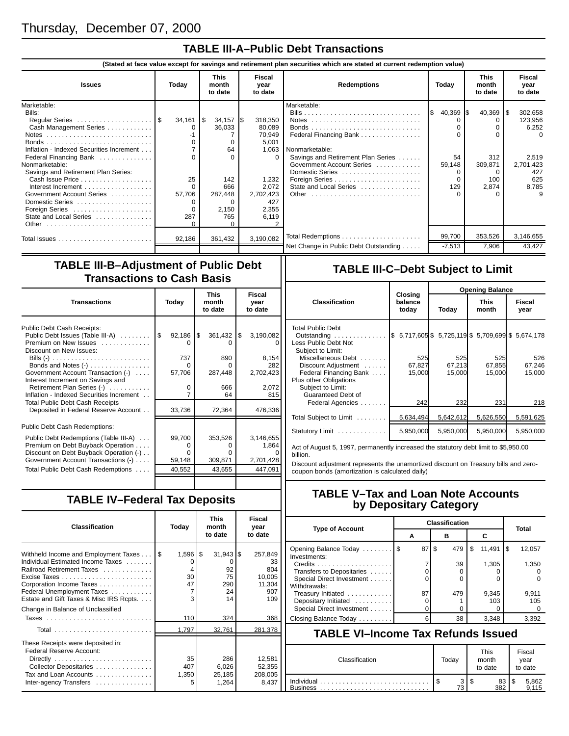Thursday, December 07, 2000

## TABLE III-A–Public Debt Transactions

(Stated at face value except for savings and retirement plan securities which are stated at current redemption value)

| Issues | Today | This month to date | Fiscal year to date |
|---|---|---|---|
| Marketable: | | | |
| Bills: | | | |
| Regular Series | $ 34,161 | $ 34,157 | $ 318,350 |
| Cash Management Series | 0 | 36,033 | 80,089 |
| Notes | -1 | 7 | 70,949 |
| Bonds | 0 | 0 | 5,001 |
| Inflation - Indexed Securities Increment | 7 | 64 | 1,063 |
| Federal Financing Bank | 0 | 0 | 0 |
| Nonmarketable: | | | |
| Savings and Retirement Plan Series: | | | |
| Cash Issue Price | 25 | 142 | 1,232 |
| Interest Increment | 0 | 666 | 2,072 |
| Government Account Series | 57,706 | 287,448 | 2,702,423 |
| Domestic Series | 0 | 0 | 427 |
| Foreign Series | 0 | 2,150 | 2,355 |
| State and Local Series | 287 | 765 | 6,119 |
| Other | 0 | 0 | 2 |
| Total Issues | 92,186 | 361,432 | 3,190,082 |

| Redemptions | Today | This month to date | Fiscal year to date |
|---|---|---|---|
| Marketable: | | | |
| Bills | $ 40,369 | $ 40,369 | $ 302,658 |
| Notes | 0 | 0 | 123,956 |
| Bonds | 0 | 0 | 6,252 |
| Federal Financing Bank | 0 | 0 | 0 |
| Nonmarketable: | | | |
| Savings and Retirement Plan Series | 54 | 312 | 2,519 |
| Government Account Series | 59,148 | 309,871 | 2,701,423 |
| Domestic Series | 0 | 0 | 427 |
| Foreign Series | 0 | 100 | 625 |
| State and Local Series | 129 | 2,874 | 8,785 |
| Other | 0 | 0 | 9 |
| Total Redemptions | 99,700 | 353,526 | 3,146,655 |
| Net Change in Public Debt Outstanding | -7,513 | 7,906 | 43,427 |

## TABLE III-B–Adjustment of Public Debt Transactions to Cash Basis

| Transactions | Today | This month to date | Fiscal year to date |
|---|---|---|---|
| Public Debt Cash Receipts: | | | |
| Public Debt Issues (Table III-A) | $ 92,186 | $ 361,432 | $ 3,190,082 |
| Premium on New Issues | 0 | 0 | 0 |
| Discount on New Issues: | | | |
| Bills (-) | 737 | 890 | 8,154 |
| Bonds and Notes (-) | 0 | 0 | 282 |
| Government Account Transaction (-) | 57,706 | 287,448 | 2,702,423 |
| Interest Increment on Savings and Retirement Plan Series (-) | 0 | 666 | 2,072 |
| Inflation - Indexed Securities Increment | 7 | 64 | 815 |
| Total Public Debt Cash Receipts Deposited in Federal Reserve Account | 33,736 | 72,364 | 476,336 |
| Public Debt Cash Redemptions: | | | |
| Public Debt Redemptions (Table III-A) | 99,700 | 353,526 | 3,146,655 |
| Premium on Debt Buyback Operation | 0 | 0 | 1,864 |
| Discount on Debt Buyback Operation (-) | 0 | 0 | 0 |
| Government Account Transactions (-) | 59,148 | 309,871 | 2,701,428 |
| Total Public Debt Cash Redemptions | 40,552 | 43,655 | 447,091 |

## TABLE III-C–Debt Subject to Limit

| Classification | Closing balance today | Opening Balance | | |
|---|---|---|---|---|
| | | Today | This month | Fiscal year |
| Total Public Debt Outstanding | $ 5,717,605 | $ 5,725,119 | $ 5,709,699 | $ 5,674,178 |
| Less Public Debt Not Subject to Limit: | | | | |
| Miscellaneous Debt | 525 | 525 | 525 | 526 |
| Discount Adjustment | 67,827 | 67,213 | 67,855 | 67,246 |
| Federal Financing Bank | 15,000 | 15,000 | 15,000 | 15,000 |
| Plus other Obligations Subject to Limit: | | | | |
| Guaranteed Debt of Federal Agencies | 242 | 232 | 231 | 218 |
| Total Subject to Limit | 5,634,494 | 5,642,612 | 5,626,550 | 5,591,625 |
| Statutory Limit | 5,950,000 | 5,950,000 | 5,950,000 | 5,950,000 |

Act of August 5, 1997, permanently increased the statutory debt limit to $5,950.00 billion.

Discount adjustment represents the unamortized discount on Treasury bills and zero-coupon bonds (amortization is calculated daily)

## TABLE IV–Federal Tax Deposits

| Classification | Today | This month to date | Fiscal year to date |
|---|---|---|---|
| Withheld Income and Employment Taxes | $ 1,596 | $ 31,943 | $ 257,849 |
| Individual Estimated Income Taxes | 0 | 0 | 33 |
| Railroad Retirement Taxes | 4 | 92 | 804 |
| Excise Taxes | 30 | 75 | 10,005 |
| Corporation Income Taxes | 47 | 290 | 11,304 |
| Federal Unemployment Taxes | 7 | 24 | 907 |
| Estate and Gift Taxes & Misc IRS Rcpts. | 3 | 14 | 109 |
| Change in Balance of Unclassified Taxes | 110 | 324 | 368 |
| Total | 1,797 | 32,761 | 281,378 |
| These Receipts were deposited in: | | | |
| Federal Reserve Account: | | | |
| Directly | 35 | 286 | 12,581 |
| Collector Depositaries | 407 | 6,026 | 52,355 |
| Tax and Loan Accounts | 1,350 | 25,185 | 208,005 |
| Inter-agency Transfers | 5 | 1,264 | 8,437 |

## TABLE V–Tax and Loan Note Accounts by Depositary Category

| Type of Account | Classification | | | Total |
|---|---|---|---|---|
| | A | B | C | |
| Opening Balance Today | $ 87 | $ 479 | $ 11,491 | $ 12,057 |
| Investments: | | | | |
| Credits | 7 | 39 | 1,305 | 1,350 |
| Transfers to Depositaries | 0 | 0 | 0 | 0 |
| Special Direct Investment | 0 | 0 | 0 | 0 |
| Withdrawals: | | | | |
| Treasury Initiated | 87 | 479 | 9,345 | 9,911 |
| Depositary Initiated | 0 | 1 | 103 | 105 |
| Special Direct Investment | 0 | 0 | 0 | 0 |
| Closing Balance Today | 6 | 38 | 3,348 | 3,392 |

## TABLE VI–Income Tax Refunds Issued

| Classification | Today | This month to date | Fiscal year to date |
|---|---|---|---|
| Individual | $ 3 | $ 83 | $ 5,862 |
| Business | 73 | 382 | 9,115 |